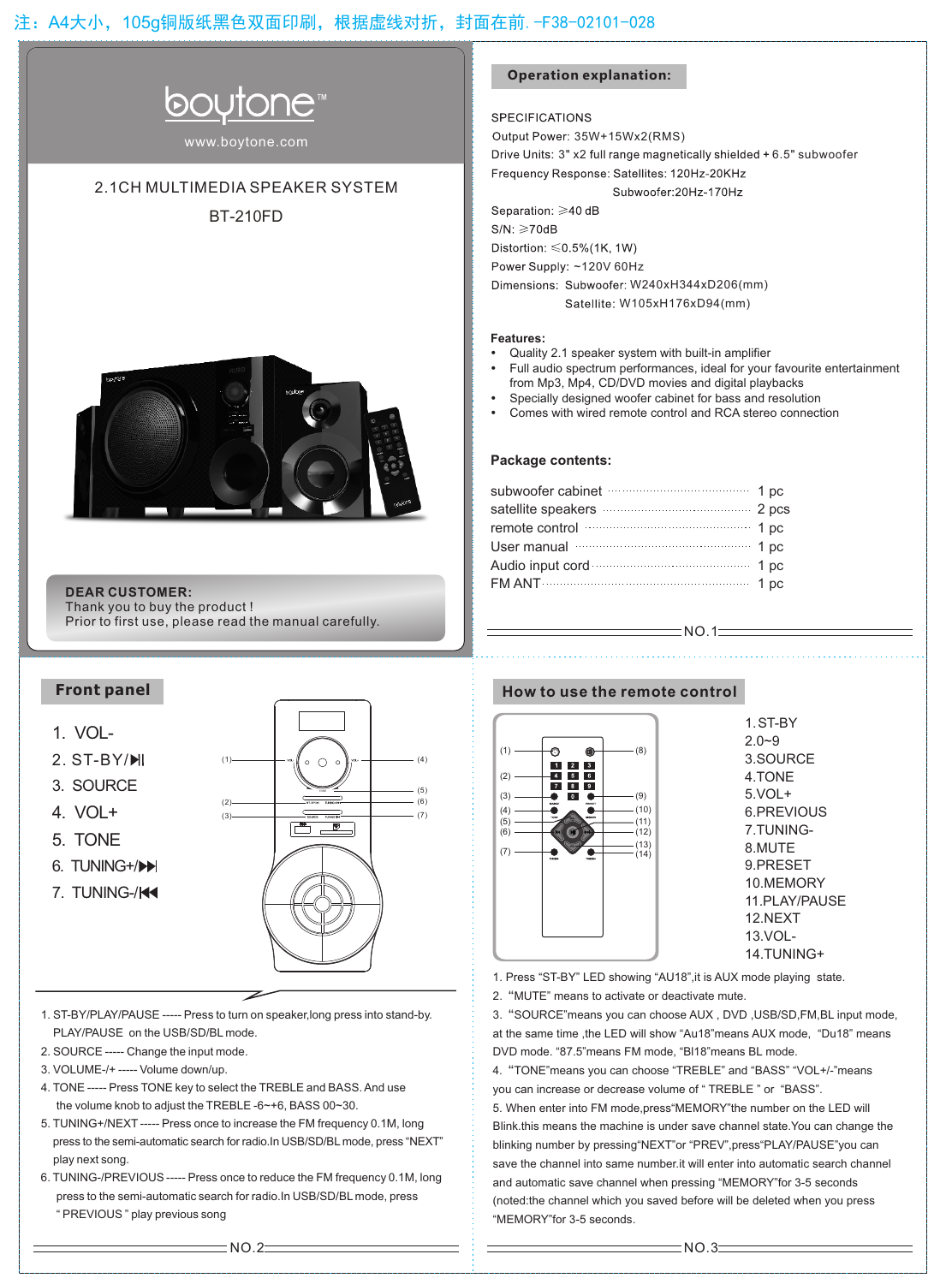注：A4大小，105g铜版纸黑色双面印刷，根据虚线对折，封面在前. -F38-02101-028

# boytone™

www.boytone.com

## 2.1CH MULTIMEDIA SPEAKER SYSTEM

## BT-210FD

**DEAR CUSTOMER:**
Thank you to buy the product !
Prior to first use, please read the manual carefully.

## Operation explanation:

SPECIFICATIONS

Output Power: 35W+15Wx2(RMS)
Drive Units: 3" x2 full range magnetically shielded + 6.5" subwoofer
Frequency Response: Satellites: 120Hz-20KHz
Subwoofer:20Hz-170Hz
Separation: ≥40 dB
S/N: ≥70dB
Distortion: ≤0.5%(1K, 1W)
Power Supply: ~120V 60Hz
Dimensions: Subwoofer: W240xH344xD206(mm)
Satellite: W105xH176xD94(mm)

**Features:**

- Quality 2.1 speaker system with built-in amplifier
- Full audio spectrum performances, ideal for your favourite entertainment from Mp3, Mp4, CD/DVD movies and digital playbacks
- Specially designed woofer cabinet for bass and resolution
- Comes with wired remote control and RCA stereo connection

**Package contents:**

| Item | Qty |
|---|---|
| subwoofer cabinet | 1 pc |
| satellite speakers | 2 pcs |
| remote control | 1 pc |
| User manual | 1 pc |
| Audio input cord | 1 pc |
| FM ANT | 1 pc |

NO.1

## Front panel

1. VOL-
2. ST-BY/▶II
3. SOURCE
4. VOL+
5. TONE
6. TUNING+/▶▶I
7. TUNING-/I◀◀

1. ST-BY/PLAY/PAUSE ----- Press to turn on speaker,long press into stand-by. PLAY/PAUSE on the USB/SD/BL mode.
2. SOURCE ----- Change the input mode.
3. VOLUME-/+ ----- Volume down/up.
4. TONE ----- Press TONE key to select the TREBLE and BASS. And use the volume knob to adjust the TREBLE -6~+6, BASS 00~30.
5. TUNING+/NEXT ----- Press once to increase the FM frequency 0.1M, long press to the semi-automatic search for radio.In USB/SD/BL mode, press "NEXT" play next song.
6. TUNING-/PREVIOUS ----- Press once to reduce the FM frequency 0.1M, long press to the semi-automatic search for radio.In USB/SD/BL mode, press " PREVIOUS " play previous song

NO.2

## How to use the remote control

1. ST-BY
2. 0~9
3. SOURCE
4. TONE
5. VOL+
6. PREVIOUS
7. TUNING-
8. MUTE
9. PRESET
10. MEMORY
11. PLAY/PAUSE
12. NEXT
13. VOL-
14. TUNING+

1. Press "ST-BY" LED showing "AU18",it is AUX mode playing state.
2. "MUTE" means to activate or deactivate mute.
3. "SOURCE"means you can choose AUX , DVD ,USB/SD,FM,BL input mode, at the same time ,the LED will show "Au18"means AUX mode, "Du18" means DVD mode. "87.5"means FM mode, "Bl18"means BL mode.
4. "TONE"means you can choose "TREBLE" and "BASS" "VOL+/-"means you can increase or decrease volume of " TREBLE " or "BASS".
5. When enter into FM mode,press"MEMORY"the number on the LED will Blink.this means the machine is under save channel state.You can change the blinking number by pressing"NEXT"or "PREV",press"PLAY/PAUSE"you can save the channel into same number.it will enter into automatic search channel and automatic save channel when pressing "MEMORY"for 3-5 seconds (noted:the channel which you saved before will be deleted when you press "MEMORY"for 3-5 seconds.

NO.3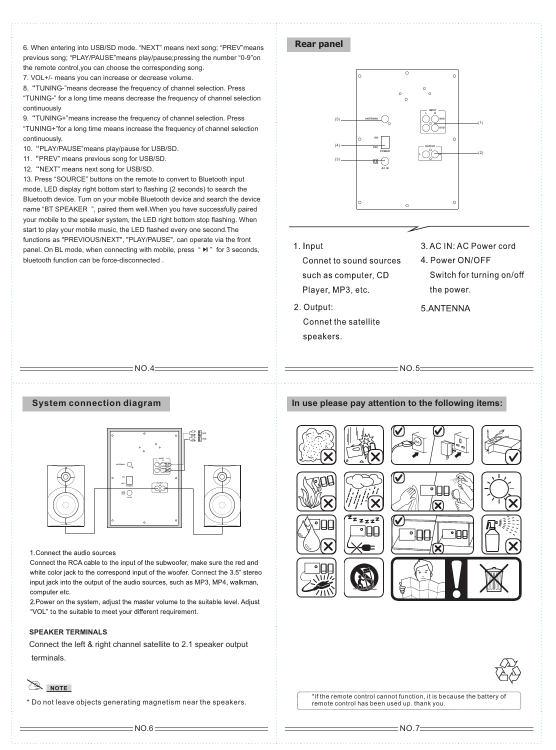6. When entering into USB/SD mode. "NEXT" means next song; "PREV"means previous song; "PLAY/PAUSE"means play/pause;pressing the number "0-9"on the remote control,you can choose the corresponding song.
7. VOL+/- means you can increase or decrease volume.
8. "TUNING-"means decrease the frequency of channel selection. Press "TUNING-" for a long time means decrease the frequency of channel selection continuously
9. "TUNING+"means increase the frequency of channel selection. Press "TUNING+"for a long time means increase the frequency of channel selection continuously.
10. "PLAY/PAUSE"means play/pause for USB/SD.
11. "PREV" means previous song for USB/SD.
12. "NEXT" means next song for USB/SD.
13. Press "SOURCE" buttons on the remote to convert to Bluetooth input mode, LED display right bottom start to flashing (2 seconds) to search the Bluetooth device. Turn on your mobile Bluetooth device and search the device name "BT SPEAKER ", paired them well.When you have successfully paired your mobile to the speaker system, the LED right bottom stop flashing. When start to play your mobile music, the LED flashed every one second.The functions as "PREVIOUS/NEXT", "PLAY/PAUSE", can operate via the front panel. On BL mode, when connecting with mobile, press " ▶II " for 3 seconds, bluetooth function can be force-disconnected .

## Rear panel

1. Input
   Connet to sound sources such as computer, CD Player, MP3, etc.
2. Output:
   Connet the satellite speakers.
3. AC IN: AC Power cord
4. Power ON/OFF
   Switch for turning on/off the power.
5. ANTENNA

## System connection diagram

1.Connect the audio sources
Connect the RCA cable to the input of the subwoofer, make sure the red and white color jack to the correspond input of the woofer. Connect the 3.5" stereo input jack into the output of the audio sources, such as MP3, MP4, walkman, computer etc.
2.Power on the system, adjust the master volume to the suitable level. Adjust "VOL" to the suitable to meet your different requirement.

**SPEAKER TERMINALS**

Connect the left & right channel satellite to 2.1 speaker output terminals.

**NOTE**

* Do not leave objects generating magnetism near the speakers.

## In use please pay attention to the following items:

*if the remote control cannot function, it is because the battery of remote control has been used up. thank you.